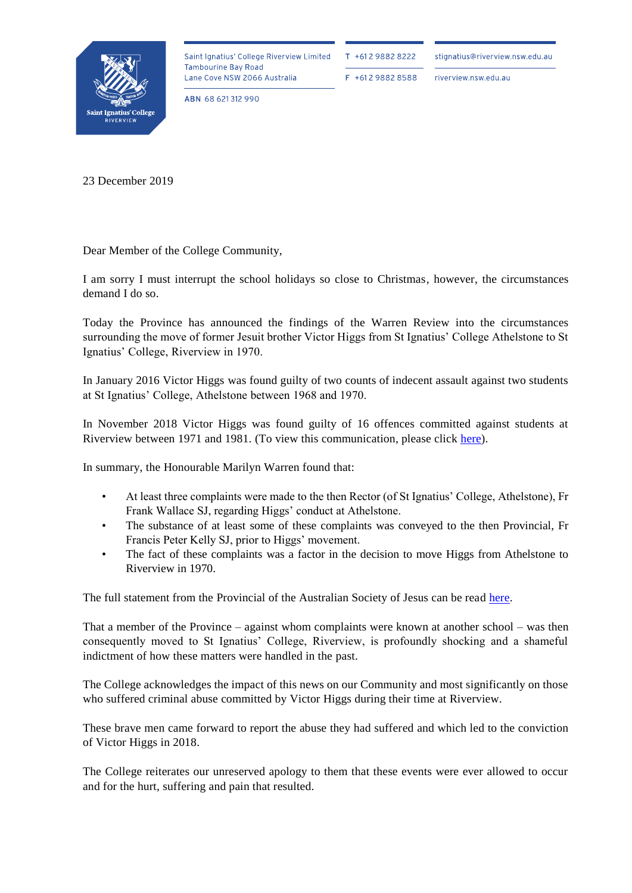Saint Ignatius' College Riverview Limited
Tambourine Bay Road
Lane Cove NSW 2066 Australia

ABN 68 621 312 990

T +61 2 9882 8222

F +61 2 9882 8588

stignatius@riverview.nsw.edu.au

riverview.nsw.edu.au

23 December 2019

Dear Member of the College Community,

I am sorry I must interrupt the school holidays so close to Christmas, however, the circumstances demand I do so.

Today the Province has announced the findings of the Warren Review into the circumstances surrounding the move of former Jesuit brother Victor Higgs from St Ignatius' College Athelstone to St Ignatius' College, Riverview in 1970.

In January 2016 Victor Higgs was found guilty of two counts of indecent assault against two students at St Ignatius' College, Athelstone between 1968 and 1970.

In November 2018 Victor Higgs was found guilty of 16 offences committed against students at Riverview between 1971 and 1981. (To view this communication, please click here).

In summary, the Honourable Marilyn Warren found that:

- At least three complaints were made to the then Rector (of St Ignatius' College, Athelstone), Fr Frank Wallace SJ, regarding Higgs' conduct at Athelstone.
- The substance of at least some of these complaints was conveyed to the then Provincial, Fr Francis Peter Kelly SJ, prior to Higgs' movement.
- The fact of these complaints was a factor in the decision to move Higgs from Athelstone to Riverview in 1970.

The full statement from the Provincial of the Australian Society of Jesus can be read here.

That a member of the Province – against whom complaints were known at another school – was then consequently moved to St Ignatius' College, Riverview, is profoundly shocking and a shameful indictment of how these matters were handled in the past.

The College acknowledges the impact of this news on our Community and most significantly on those who suffered criminal abuse committed by Victor Higgs during their time at Riverview.

These brave men came forward to report the abuse they had suffered and which led to the conviction of Victor Higgs in 2018.

The College reiterates our unreserved apology to them that these events were ever allowed to occur and for the hurt, suffering and pain that resulted.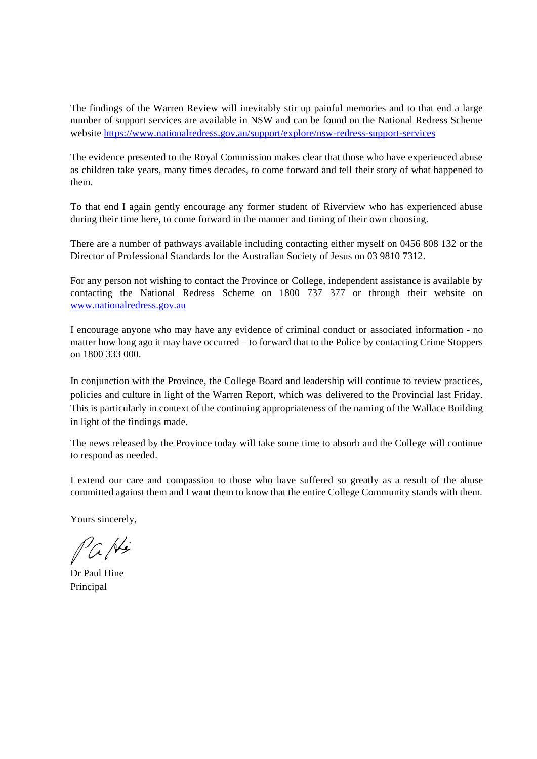The findings of the Warren Review will inevitably stir up painful memories and to that end a large number of support services are available in NSW and can be found on the National Redress Scheme website [https://www.nationalredress.gov.au/support/explore/nsw-redress-support-services](https://www.nationalredress.gov.au/support/explore/nsw-redress-support-services)

The evidence presented to the Royal Commission makes clear that those who have experienced abuse as children take years, many times decades, to come forward and tell their story of what happened to them.

To that end I again gently encourage any former student of Riverview who has experienced abuse during their time here, to come forward in the manner and timing of their own choosing.

There are a number of pathways available including contacting either myself on 0456 808 132 or the Director of Professional Standards for the Australian Society of Jesus on 03 9810 7312.

For any person not wishing to contact the Province or College, independent assistance is available by contacting the National Redress Scheme on 1800 737 377 or through their website on [www.nationalredress.gov.au](www.nationalredress.gov.au)

I encourage anyone who may have any evidence of criminal conduct or associated information - no matter how long ago it may have occurred – to forward that to the Police by contacting Crime Stoppers on 1800 333 000.

In conjunction with the Province, the College Board and leadership will continue to review practices, policies and culture in light of the Warren Report, which was delivered to the Provincial last Friday. This is particularly in context of the continuing appropriateness of the naming of the Wallace Building in light of the findings made.

The news released by the Province today will take some time to absorb and the College will continue to respond as needed.

I extend our care and compassion to those who have suffered so greatly as a result of the abuse committed against them and I want them to know that the entire College Community stands with them.

Yours sincerely,

Dr Paul Hine
Principal